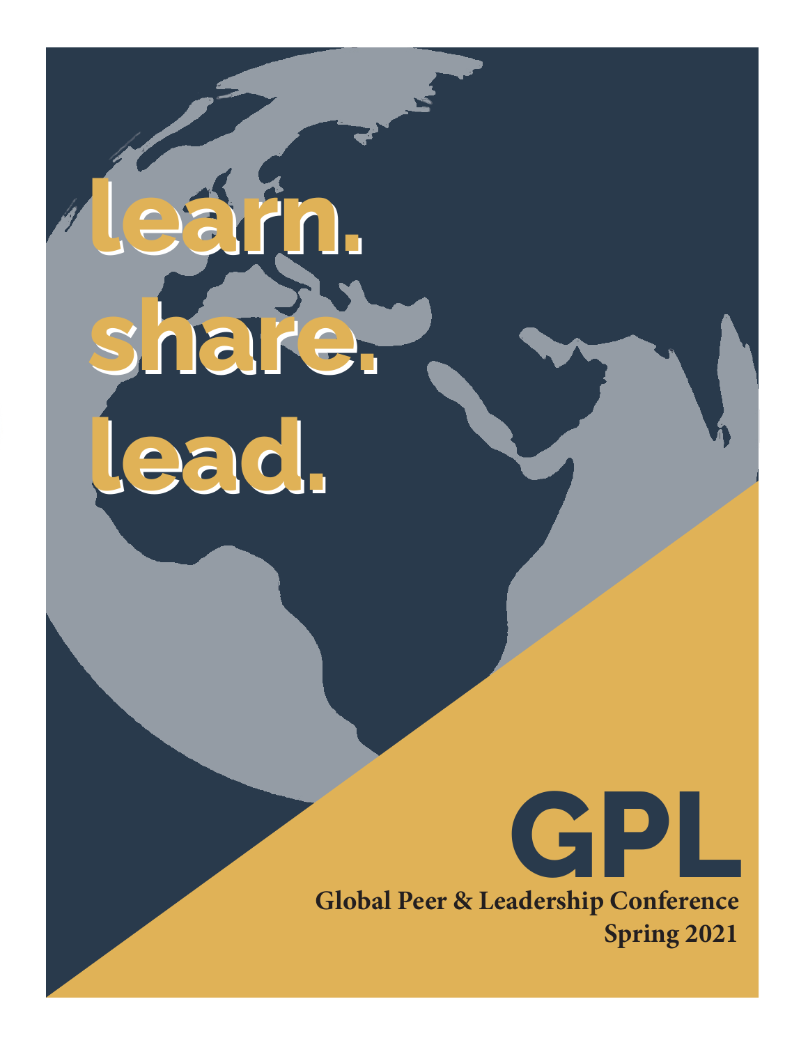# learn.
# share.
# lead.

# GPL

**Global Peer & Leadership Conference**

**Spring 2021**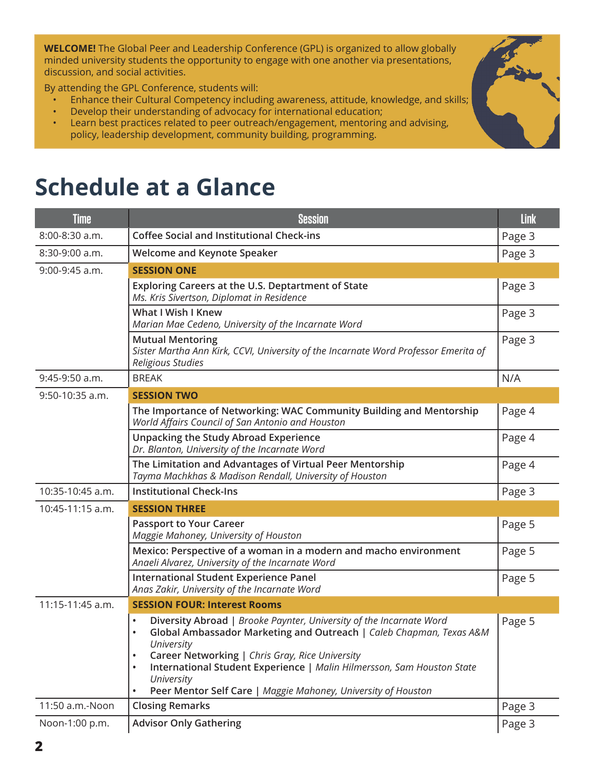**WELCOME!** The Global Peer and Leadership Conference (GPL) is organized to allow globally minded university students the opportunity to engage with one another via presentations, discussion, and social activities.

By attending the GPL Conference, students will:

- Enhance their Cultural Competency including awareness, attitude, knowledge, and skills;
- Develop their understanding of advocacy for international education;
- Learn best practices related to peer outreach/engagement, mentoring and advising, policy, leadership development, community building, programming.

# Schedule at a Glance

| Time | Session | Link |
|---|---|---|
| 8:00-8:30 a.m. | **Coffee Social and Institutional Check-ins** | Page 3 |
| 8:30-9:00 a.m. | **Welcome and Keynote Speaker** | Page 3 |
| 9:00-9:45 a.m. | **SESSION ONE** | |
| | **Exploring Careers at the U.S. Deptartment of State**<br>*Ms. Kris Sivertson, Diplomat in Residence* | Page 3 |
| | **What I Wish I Knew**<br>*Marian Mae Cedeno, University of the Incarnate Word* | Page 3 |
| | **Mutual Mentoring**<br>*Sister Martha Ann Kirk, CCVI, University of the Incarnate Word Professor Emerita of Religious Studies* | Page 3 |
| 9:45-9:50 a.m. | BREAK | N/A |
| 9:50-10:35 a.m. | **SESSION TWO** | |
| | **The Importance of Networking: WAC Community Building and Mentorship**<br>*World Affairs Council of San Antonio and Houston* | Page 4 |
| | **Unpacking the Study Abroad Experience**<br>*Dr. Blanton, University of the Incarnate Word* | Page 4 |
| | **The Limitation and Advantages of Virtual Peer Mentorship**<br>*Tayma Machkhas & Madison Rendall, University of Houston* | Page 4 |
| 10:35-10:45 a.m. | **Institutional Check-Ins** | Page 3 |
| 10:45-11:15 a.m. | **SESSION THREE** | |
| | **Passport to Your Career**<br>*Maggie Mahoney, University of Houston* | Page 5 |
| | **Mexico: Perspective of a woman in a modern and macho environment**<br>*Anaeli Alvarez, University of the Incarnate Word* | Page 5 |
| | **International Student Experience Panel**<br>*Anas Zakir, University of the Incarnate Word* | Page 5 |
| 11:15-11:45 a.m. | **SESSION FOUR: Interest Rooms** | |
| | • **Diversity Abroad** \| *Brooke Paynter, University of the Incarnate Word*<br>• **Global Ambassador Marketing and Outreach** \| *Caleb Chapman, Texas A&M University*<br>• **Career Networking** \| *Chris Gray, Rice University*<br>• **International Student Experience** \| *Malin Hilmersson, Sam Houston State University*<br>• **Peer Mentor Self Care** \| *Maggie Mahoney, University of Houston* | Page 5 |
| 11:50 a.m.-Noon | **Closing Remarks** | Page 3 |
| Noon-1:00 p.m. | **Advisor Only Gathering** | Page 3 |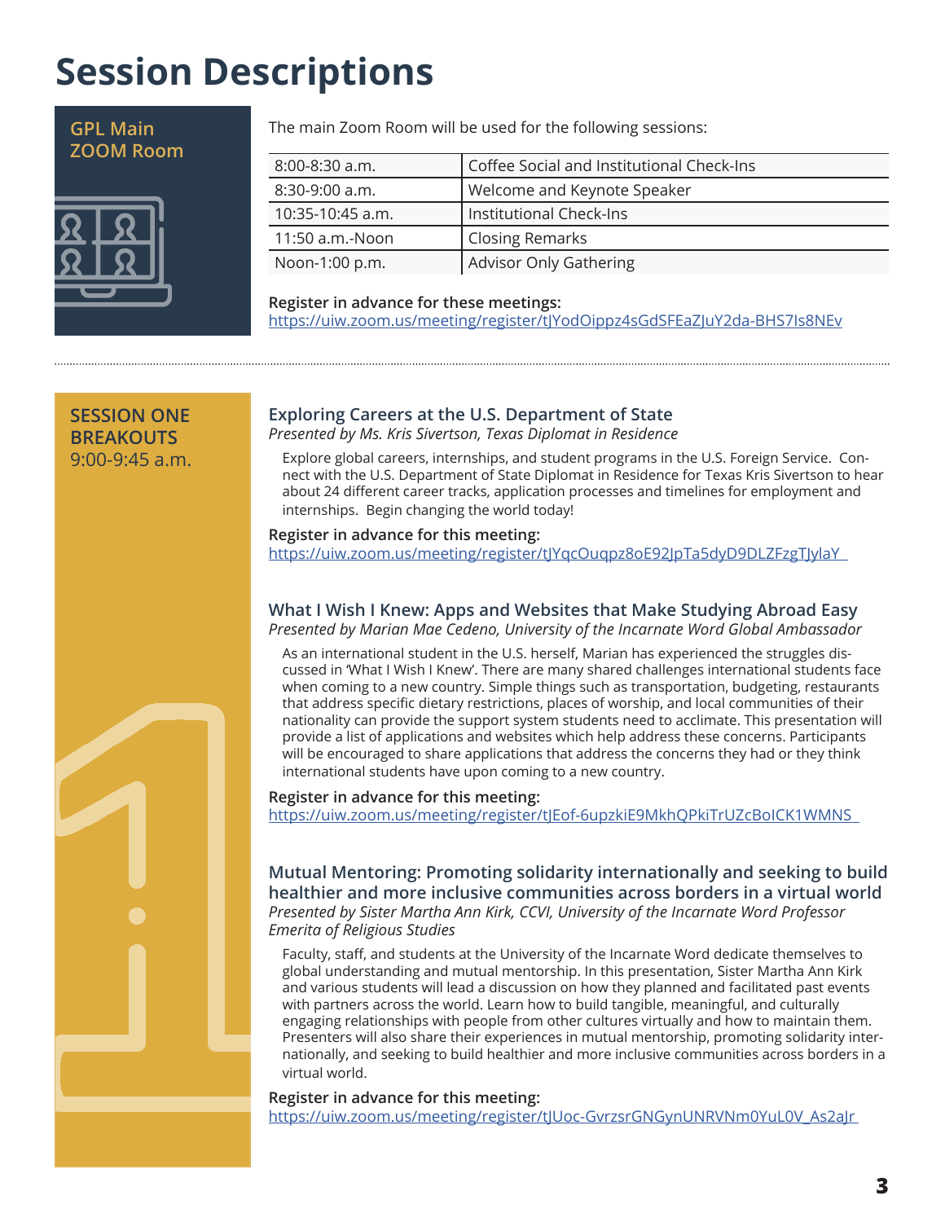# Session Descriptions

## GPL Main ZOOM Room

The main Zoom Room will be used for the following sessions:

| | |
|---|---|
| 8:00-8:30 a.m. | Coffee Social and Institutional Check-Ins |
| 8:30-9:00 a.m. | Welcome and Keynote Speaker |
| 10:35-10:45 a.m. | Institutional Check-Ins |
| 11:50 a.m.-Noon | Closing Remarks |
| Noon-1:00 p.m. | Advisor Only Gathering |

**Register in advance for these meetings:**
https://uiw.zoom.us/meeting/register/tJYodOippz4sGdSFEaZJuY2da-BHS7Is8NEv

---

## SESSION ONE BREAKOUTS
9:00-9:45 a.m.

### Exploring Careers at the U.S. Department of State
*Presented by Ms. Kris Sivertson, Texas Diplomat in Residence*

Explore global careers, internships, and student programs in the U.S. Foreign Service. Connect with the U.S. Department of State Diplomat in Residence for Texas Kris Sivertson to hear about 24 different career tracks, application processes and timelines for employment and internships. Begin changing the world today!

**Register in advance for this meeting:**
https://uiw.zoom.us/meeting/register/tJYqcOuqpz8oE92JpTa5dyD9DLZFzgTJylaY

### What I Wish I Knew: Apps and Websites that Make Studying Abroad Easy
*Presented by Marian Mae Cedeno, University of the Incarnate Word Global Ambassador*

As an international student in the U.S. herself, Marian has experienced the struggles discussed in 'What I Wish I Knew'. There are many shared challenges international students face when coming to a new country. Simple things such as transportation, budgeting, restaurants that address specific dietary restrictions, places of worship, and local communities of their nationality can provide the support system students need to acclimate. This presentation will provide a list of applications and websites which help address these concerns. Participants will be encouraged to share applications that address the concerns they had or they think international students have upon coming to a new country.

**Register in advance for this meeting:**
https://uiw.zoom.us/meeting/register/tJEof-6upzkiE9MkhQPkiTrUZcBoICK1WMNS

### Mutual Mentoring: Promoting solidarity internationally and seeking to build healthier and more inclusive communities across borders in a virtual world
*Presented by Sister Martha Ann Kirk, CCVI, University of the Incarnate Word Professor Emerita of Religious Studies*

Faculty, staff, and students at the University of the Incarnate Word dedicate themselves to global understanding and mutual mentorship. In this presentation, Sister Martha Ann Kirk and various students will lead a discussion on how they planned and facilitated past events with partners across the world. Learn how to build tangible, meaningful, and culturally engaging relationships with people from other cultures virtually and how to maintain them. Presenters will also share their experiences in mutual mentorship, promoting solidarity internationally, and seeking to build healthier and more inclusive communities across borders in a virtual world.

**Register in advance for this meeting:**
https://uiw.zoom.us/meeting/register/tJUoc-GvrzsrGNGynUNRVNm0YuL0V_As2aJr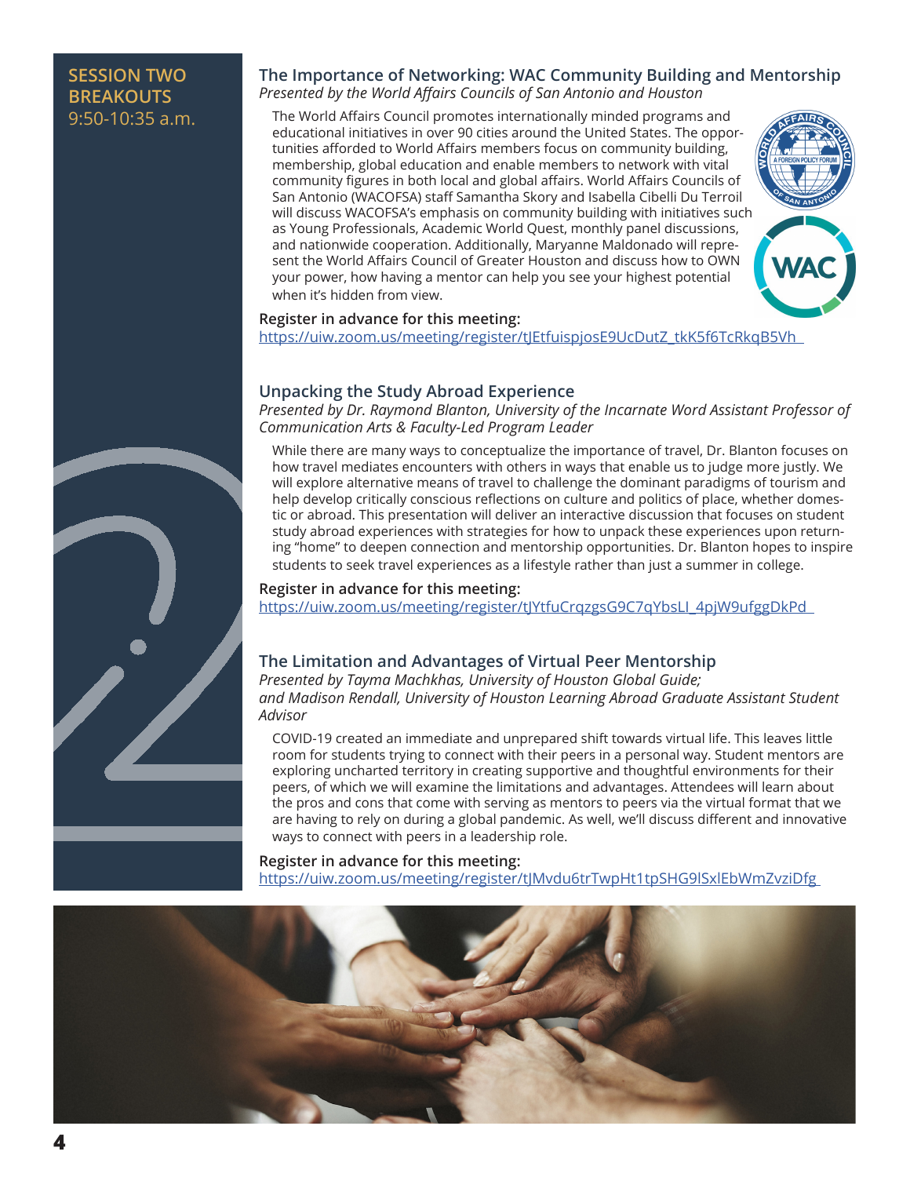## SESSION TWO BREAKOUTS
9:50-10:35 a.m.

### The Importance of Networking: WAC Community Building and Mentorship

*Presented by the World Affairs Councils of San Antonio and Houston*

The World Affairs Council promotes internationally minded programs and educational initiatives in over 90 cities around the United States. The opportunities afforded to World Affairs members focus on community building, membership, global education and enable members to network with vital community figures in both local and global affairs. World Affairs Councils of San Antonio (WACOFSA) staff Samantha Skory and Isabella Cibelli Du Terroil will discuss WACOFSA's emphasis on community building with initiatives such as Young Professionals, Academic World Quest, monthly panel discussions, and nationwide cooperation. Additionally, Maryanne Maldonado will represent the World Affairs Council of Greater Houston and discuss how to OWN your power, how having a mentor can help you see your highest potential when it's hidden from view.

**Register in advance for this meeting:**
https://uiw.zoom.us/meeting/register/tJEtfuispjosE9UcDutZ_tkK5f6TcRkqB5Vh

### Unpacking the Study Abroad Experience

*Presented by Dr. Raymond Blanton, University of the Incarnate Word Assistant Professor of Communication Arts & Faculty-Led Program Leader*

While there are many ways to conceptualize the importance of travel, Dr. Blanton focuses on how travel mediates encounters with others in ways that enable us to judge more justly. We will explore alternative means of travel to challenge the dominant paradigms of tourism and help develop critically conscious reflections on culture and politics of place, whether domestic or abroad. This presentation will deliver an interactive discussion that focuses on student study abroad experiences with strategies for how to unpack these experiences upon returning "home" to deepen connection and mentorship opportunities. Dr. Blanton hopes to inspire students to seek travel experiences as a lifestyle rather than just a summer in college.

**Register in advance for this meeting:**
https://uiw.zoom.us/meeting/register/tJYtfuCrqzgsG9C7qYbsLI_4pjW9ufggDkPd

### The Limitation and Advantages of Virtual Peer Mentorship

*Presented by Tayma Machkhas, University of Houston Global Guide;*
*and Madison Rendall, University of Houston Learning Abroad Graduate Assistant Student Advisor*

COVID-19 created an immediate and unprepared shift towards virtual life. This leaves little room for students trying to connect with their peers in a personal way. Student mentors are exploring uncharted territory in creating supportive and thoughtful environments for their peers, of which we will examine the limitations and advantages. Attendees will learn about the pros and cons that come with serving as mentors to peers via the virtual format that we are having to rely on during a global pandemic. As well, we'll discuss different and innovative ways to connect with peers in a leadership role.

**Register in advance for this meeting:**
https://uiw.zoom.us/meeting/register/tJMvdu6trTwpHt1tpSHG9lSxlEbWmZvziDfg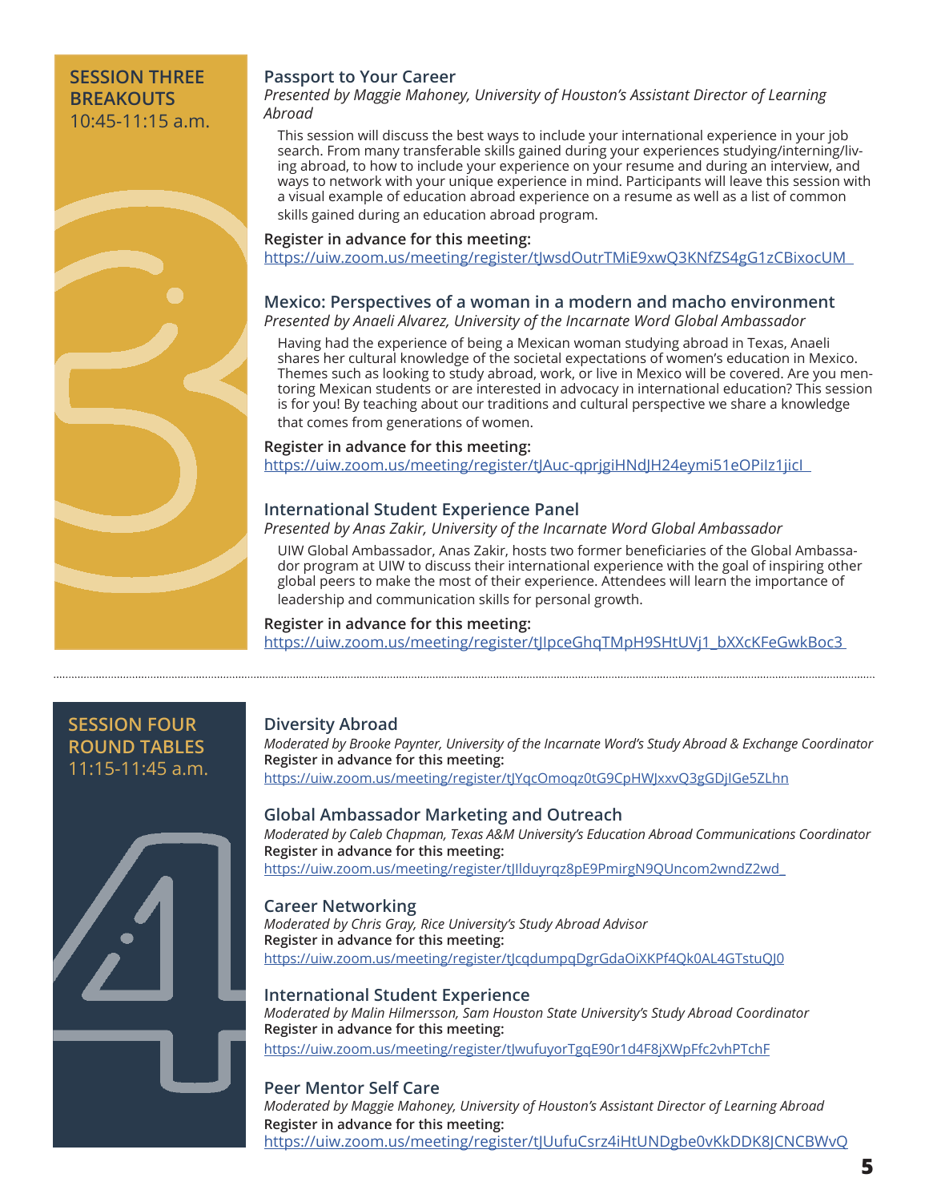## SESSION THREE BREAKOUTS
10:45-11:15 a.m.

### Passport to Your Career

*Presented by Maggie Mahoney, University of Houston's Assistant Director of Learning Abroad*

This session will discuss the best ways to include your international experience in your job search. From many transferable skills gained during your experiences studying/interning/living abroad, to how to include your experience on your resume and during an interview, and ways to network with your unique experience in mind. Participants will leave this session with a visual example of education abroad experience on a resume as well as a list of common skills gained during an education abroad program.

**Register in advance for this meeting:**
https://uiw.zoom.us/meeting/register/tJwsdOutrTMiE9xwQ3KNfZS4gG1zCBixocUM

### Mexico: Perspectives of a woman in a modern and macho environment

*Presented by Anaeli Alvarez, University of the Incarnate Word Global Ambassador*

Having had the experience of being a Mexican woman studying abroad in Texas, Anaeli shares her cultural knowledge of the societal expectations of women's education in Mexico. Themes such as looking to study abroad, work, or live in Mexico will be covered. Are you mentoring Mexican students or are interested in advocacy in international education? This session is for you! By teaching about our traditions and cultural perspective we share a knowledge that comes from generations of women.

**Register in advance for this meeting:**
https://uiw.zoom.us/meeting/register/tJAuc-qprjgiHNdJH24eymi51eOPilz1jicI

### International Student Experience Panel

*Presented by Anas Zakir, University of the Incarnate Word Global Ambassador*

UIW Global Ambassador, Anas Zakir, hosts two former beneficiaries of the Global Ambassador program at UIW to discuss their international experience with the goal of inspiring other global peers to make the most of their experience. Attendees will learn the importance of leadership and communication skills for personal growth.

**Register in advance for this meeting:**
https://uiw.zoom.us/meeting/register/tJIpceGhqTMpH9SHtUVj1_bXXcKFeGwkBoc3

---

## SESSION FOUR ROUND TABLES
11:15-11:45 a.m.

### Diversity Abroad

*Moderated by Brooke Paynter, University of the Incarnate Word's Study Abroad & Exchange Coordinator*

**Register in advance for this meeting:**
https://uiw.zoom.us/meeting/register/tJYqcOmoqz0tG9CpHWJxxvQ3gGDjIGe5ZLhn

### Global Ambassador Marketing and Outreach

*Moderated by Caleb Chapman, Texas A&M University's Education Abroad Communications Coordinator*

**Register in advance for this meeting:**
https://uiw.zoom.us/meeting/register/tJIlduyrqz8pE9PmirgN9QUncom2wndZ2wd

### Career Networking

*Moderated by Chris Gray, Rice University's Study Abroad Advisor*

**Register in advance for this meeting:**
https://uiw.zoom.us/meeting/register/tJcqdumpqDgrGdaOiXKPf4Qk0AL4GTstuQJ0

### International Student Experience

*Moderated by Malin Hilmersson, Sam Houston State University's Study Abroad Coordinator*

**Register in advance for this meeting:**
https://uiw.zoom.us/meeting/register/tJwufuyorTgqE90r1d4F8jXWpFfc2vhPTchF

### Peer Mentor Self Care

*Moderated by Maggie Mahoney, University of Houston's Assistant Director of Learning Abroad*

**Register in advance for this meeting:**
https://uiw.zoom.us/meeting/register/tJUufuCsrz4iHtUNDgbe0vKkDDK8JCNCBWvQ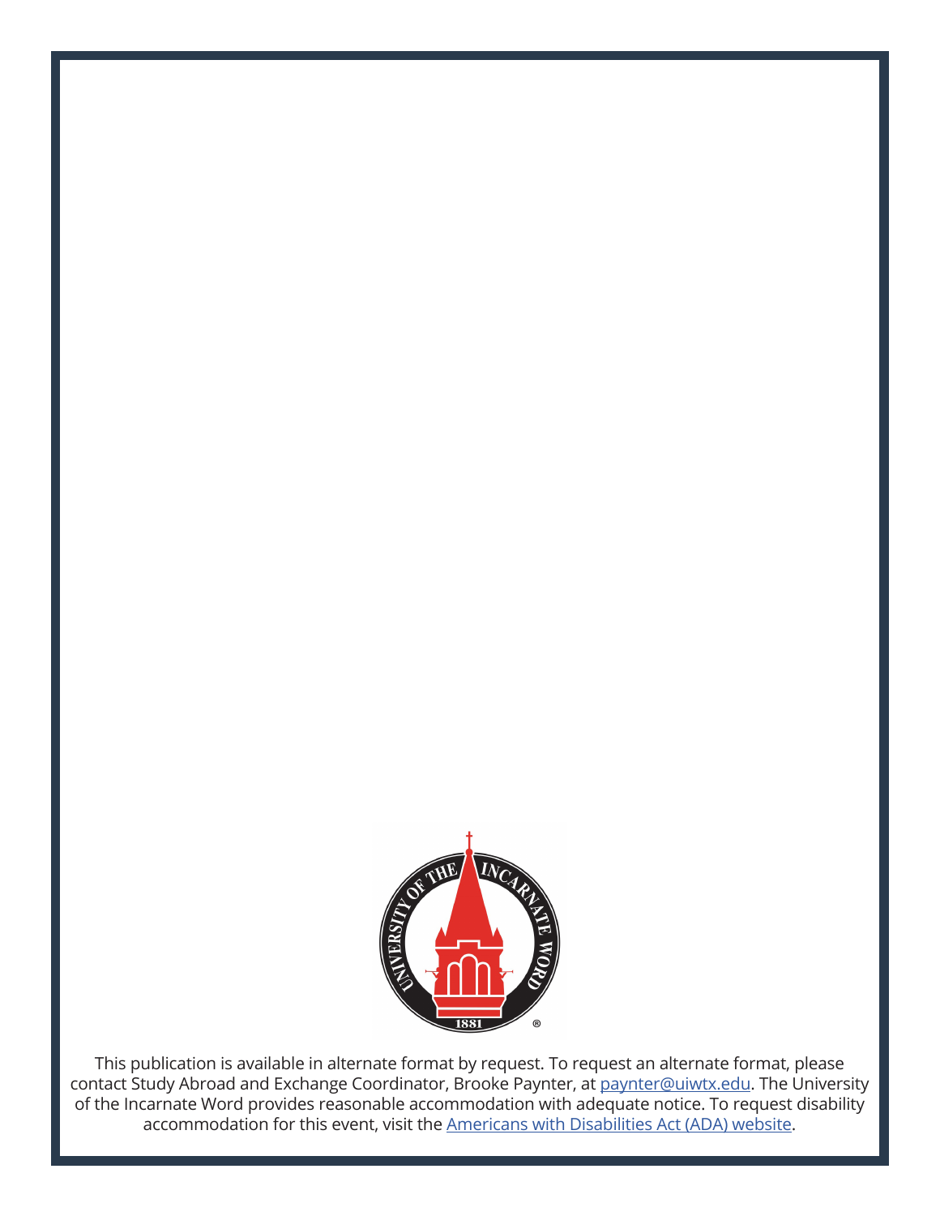This publication is available in alternate format by request. To request an alternate format, please contact Study Abroad and Exchange Coordinator, Brooke Paynter, at paynter@uiwtx.edu. The University of the Incarnate Word provides reasonable accommodation with adequate notice. To request disability accommodation for this event, visit the Americans with Disabilities Act (ADA) website.